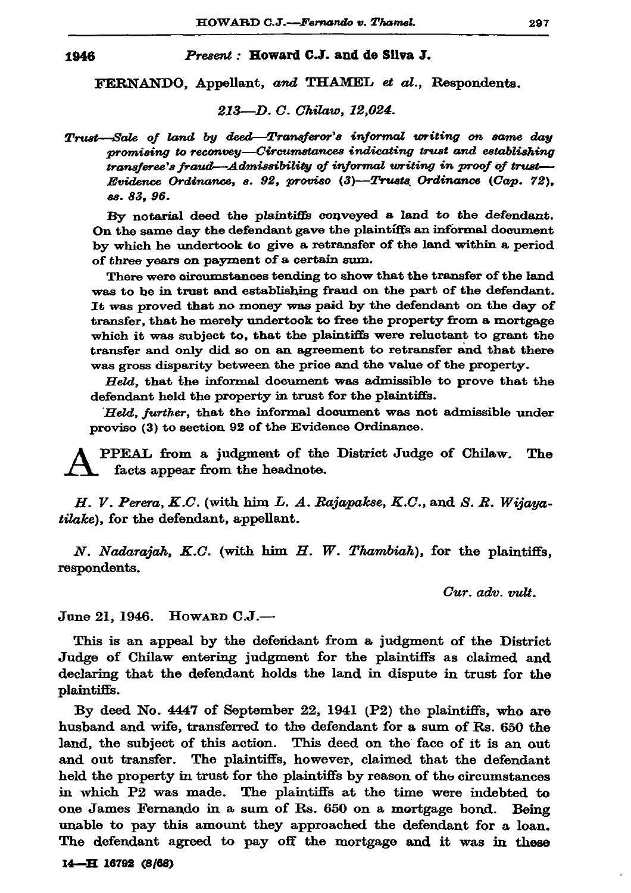**1946** *Present :* **Howard C.J. and de Silva J.**

FERNANDO, Appellant, *and* THAMEL *et al.*, Respondents.

*213—D. C. Chilaw, 12,024.*

*Trust—Sale of land by deed—Transferor's informal writing on same day promising to reconvey—Circumstances indicating trust and establishing transferee's fraud—Admissibility of informal writing in proof of trust—Evidence Ordinance, s. 92, proviso (3)—Trusts Ordinance (Cap. 72), ss. 83, 96.*

By notarial deed the plaintiffs conveyed a land to the defendant. On the same day the defendant gave the plaintiffs an informal document by which he undertook to give a retransfer of the land within a period of three years on payment of a certain sum.

There were circumstances tending to show that the transfer of the land was to be in trust and establishing fraud on the part of the defendant. It was proved that no money was paid by the defendant on the day of transfer, that he merely undertook to free the property from a mortgage which it was subject to, that the plaintiffs were reluctant to grant the transfer and only did so on an agreement to retransfer and that there was gross disparity between the price and the value of the property.

*Held,* that the informal document was admissible to prove that the defendant held the property in trust for the plaintiffs.

*Held, further,* that the informal document was not admissible under proviso (3) to section 92 of the Evidence Ordinance.

APPEAL from a judgment of the District Judge of Chilaw. The facts appear from the headnote.

*H. V. Perera, K.C.* (with him *L. A. Rajapakse, K.C.,* and *S. R. Wijayatilake*), for the defendant, appellant.

*N. Nadarajah, K.C.* (with him *H. W. Thambiah*), for the plaintiffs, respondents.

*Cur. adv. vult.*

June 21, 1946. HOWARD C.J.—

This is an appeal by the defendant from a judgment of the District Judge of Chilaw entering judgment for the plaintiffs as claimed and declaring that the defendant holds the land in dispute in trust for the plaintiffs.

By deed No. 4447 of September 22, 1941 (P2) the plaintiffs, who are husband and wife, transferred to the defendant for a sum of Rs. 650 the land, the subject of this action. This deed on the face of it is an out and out transfer. The plaintiffs, however, claimed that the defendant held the property in trust for the plaintiffs by reason of the circumstances in which P2 was made. The plaintiffs at the time were indebted to one James Fernando in a sum of Rs. 650 on a mortgage bond. Being unable to pay this amount they approached the defendant for a loan. The defendant agreed to pay off the mortgage and it was in these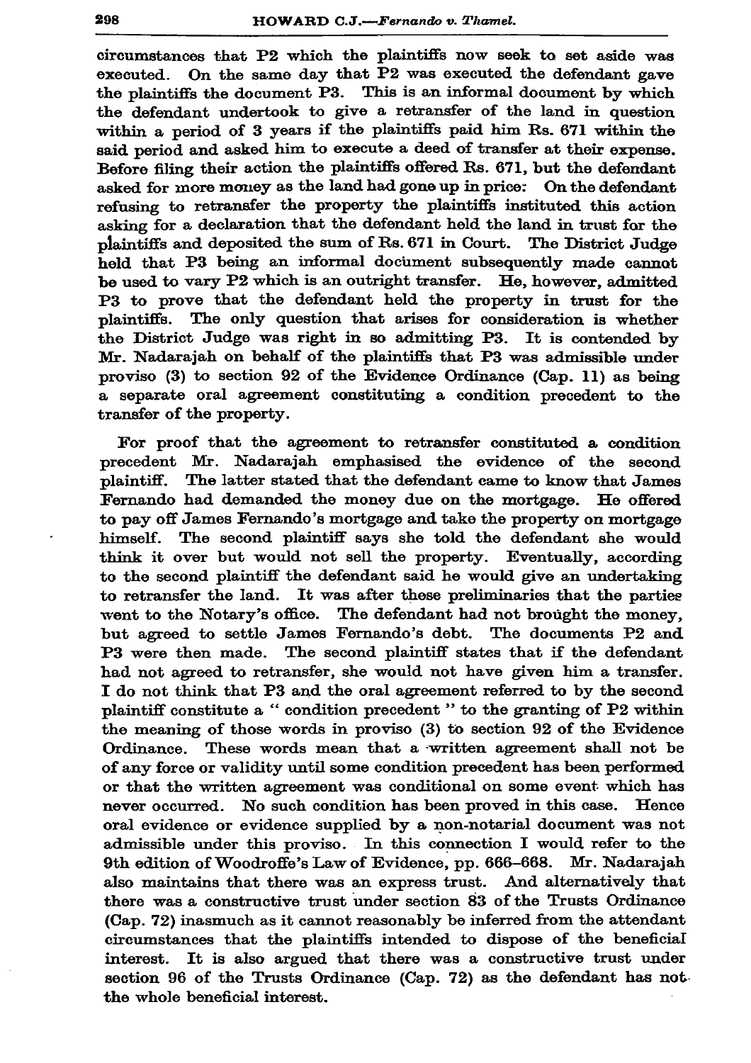circumstances that P2 which the plaintiffs now seek to set aside was executed. On the same day that P2 was executed the defendant gave the plaintiffs the document P3. This is an informal document by which the defendant undertook to give a retransfer of the land in question within a period of 3 years if the plaintiffs paid him Rs. 671 within the said period and asked him to execute a deed of transfer at their expense. Before filing their action the plaintiffs offered Rs. 671, but the defendant asked for more money as the land had gone up in price: On the defendant refusing to retransfer the property the plaintiffs instituted this action asking for a declaration that the defendant held the land in trust for the plaintiffs and deposited the sum of Rs. 671 in Court. The District Judge held that P3 being an informal document subsequently made cannot be used to vary P2 which is an outright transfer. He, however, admitted P3 to prove that the defendant held the property in trust for the plaintiffs. The only question that arises for consideration is whether the District Judge was right in so admitting P3. It is contended by Mr. Nadarajah on behalf of the plaintiffs that P3 was admissible under proviso (3) to section 92 of the Evidence Ordinance (Cap. 11) as being a separate oral agreement constituting a condition precedent to the transfer of the property.

For proof that the agreement to retransfer constituted a condition precedent Mr. Nadarajah emphasised the evidence of the second plaintiff. The latter stated that the defendant came to know that James Fernando had demanded the money due on the mortgage. He offered to pay off James Fernando's mortgage and take the property on mortgage himself. The second plaintiff says she told the defendant she would think it over but would not sell the property. Eventually, according to the second plaintiff the defendant said he would give an undertaking to retransfer the land. It was after these preliminaries that the parties went to the Notary's office. The defendant had not brought the money, but agreed to settle James Fernando's debt. The documents P2 and P3 were then made. The second plaintiff states that if the defendant had not agreed to retransfer, she would not have given him a transfer. I do not think that P3 and the oral agreement referred to by the second plaintiff constitute a " condition precedent " to the granting of P2 within the meaning of those words in proviso (3) to section 92 of the Evidence Ordinance. These words mean that a written agreement shall not be of any force or validity until some condition precedent has been performed or that the written agreement was conditional on some event which has never occurred. No such condition has been proved in this case. Hence oral evidence or evidence supplied by a non-notarial document was not admissible under this proviso. In this connection I would refer to the 9th edition of Woodroffe's Law of Evidence, pp. 666–668. Mr. Nadarajah also maintains that there was an express trust. And alternatively that there was a constructive trust under section 83 of the Trusts Ordinance (Cap. 72) inasmuch as it cannot reasonably be inferred from the attendant circumstances that the plaintiffs intended to dispose of the beneficial interest. It is also argued that there was a constructive trust under section 96 of the Trusts Ordinance (Cap. 72) as the defendant has not the whole beneficial interest.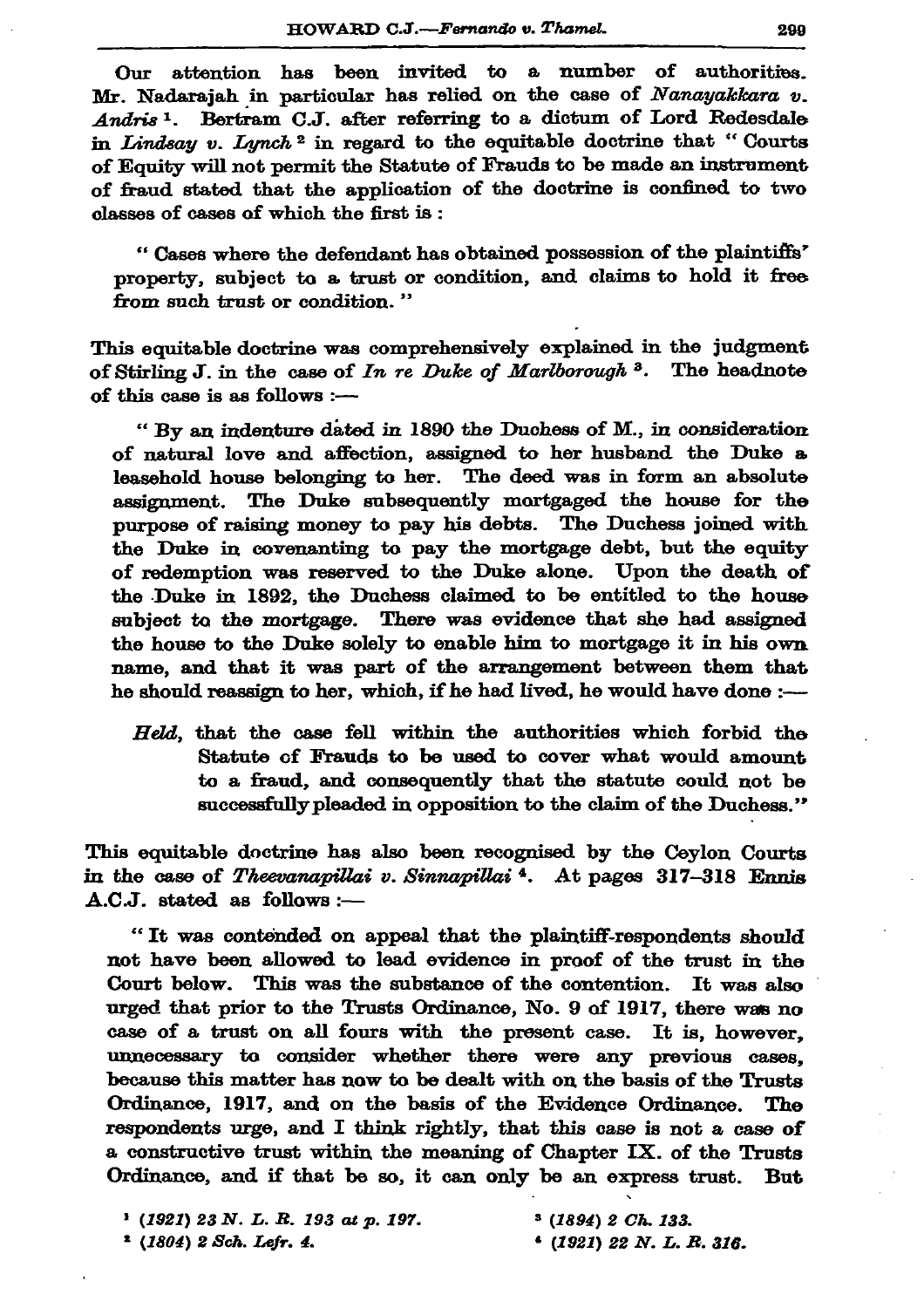Our attention has been invited to a number of authorities. Mr. Nadarajah in particular has relied on the case of *Nanayakkara v. Andris* [1]. Bertram C.J. after referring to a dictum of Lord Redesdale in *Lindsay v. Lynch* [2] in regard to the equitable doctrine that " Courts of Equity will not permit the Statute of Frauds to be made an instrument of fraud stated that the application of the doctrine is confined to two classes of cases of which the first is :

> " Cases where the defendant has obtained possession of the plaintiffs' property, subject to a trust or condition, and claims to hold it free from such trust or condition. "

This equitable doctrine was comprehensively explained in the judgment of Stirling J. in the case of *In re Duke of Marlborough* [3]. The headnote of this case is as follows :—

> " By an indenture dated in 1890 the Duchess of M., in consideration of natural love and affection, assigned to her husband the Duke a leasehold house belonging to her. The deed was in form an absolute assignment. The Duke subsequently mortgaged the house for the purpose of raising money to pay his debts. The Duchess joined with the Duke in covenanting to pay the mortgage debt, but the equity of redemption was reserved to the Duke alone. Upon the death of the Duke in 1892, the Duchess claimed to be entitled to the house subject to the mortgage. There was evidence that she had assigned the house to the Duke solely to enable him to mortgage it in his own name, and that it was part of the arrangement between them that he should reassign to her, which, if he had lived, he would have done :—
>
> *Held*, that the case fell within the authorities which forbid the Statute of Frauds to be used to cover what would amount to a fraud, and consequently that the statute could not be successfully pleaded in opposition to the claim of the Duchess."

This equitable doctrine has also been recognised by the Ceylon Courts in the case of *Theevanapillai v. Sinnapillai* [4]. At pages 317–318 Ennis A.C.J. stated as follows :—

> " It was contended on appeal that the plaintiff-respondents should not have been allowed to lead evidence in proof of the trust in the Court below. This was the substance of the contention. It was also urged that prior to the Trusts Ordinance, No. 9 of 1917, there was no case of a trust on all fours with the present case. It is, however, unnecessary to consider whether there were any previous cases, because this matter has now to be dealt with on the basis of the Trusts Ordinance, 1917, and on the basis of the Evidence Ordinance. The respondents urge, and I think rightly, that this case is not a case of a constructive trust within the meaning of Chapter IX. of the Trusts Ordinance, and if that be so, it can only be an express trust. But

[1] *(1921) 23 N. L. R. 193 at p. 197.*

[2] *(1804) 2 Sch. Lefr. 4.*

[3] *(1894) 2 Ch. 133.*

[4] *(1921) 22 N. L. R. 316.*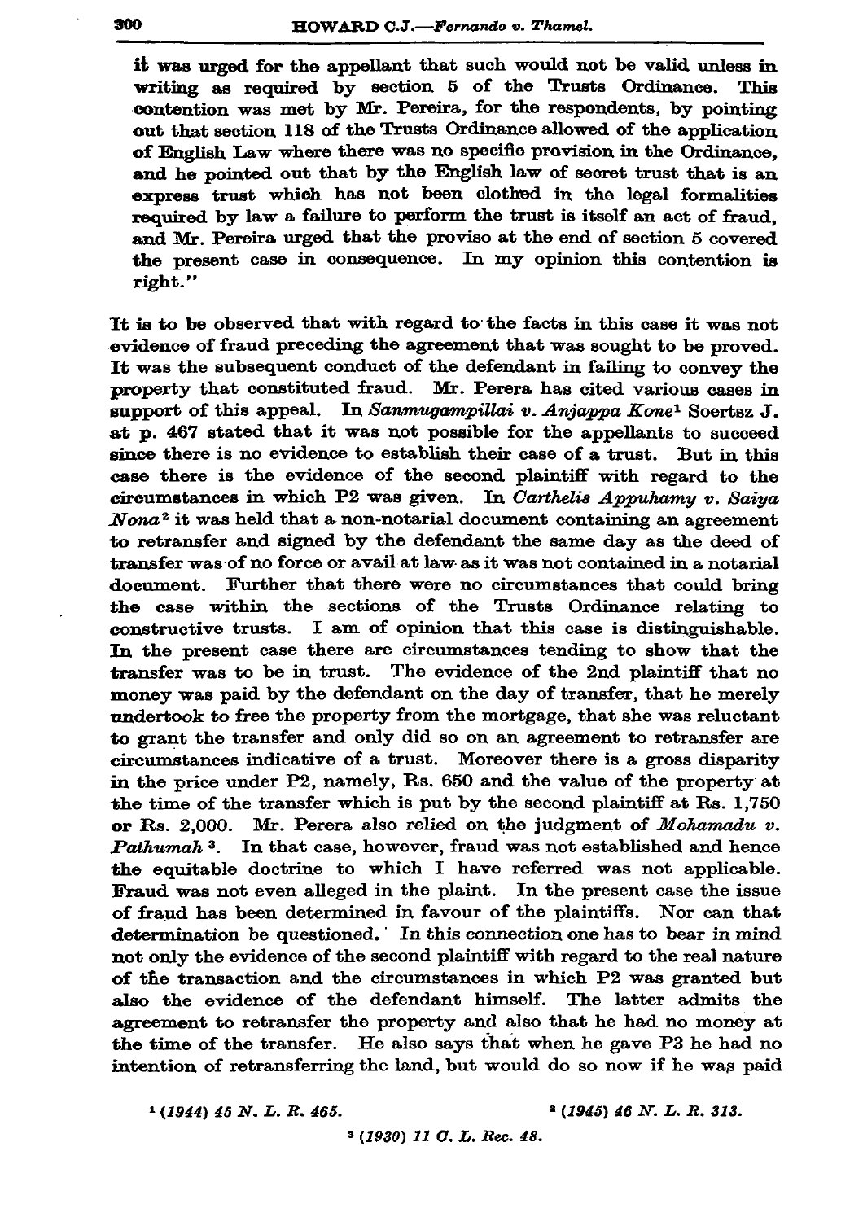it was urged for the appellant that such would not be valid unless in writing as required by section 5 of the Trusts Ordinance. This contention was met by Mr. Pereira, for the respondents, by pointing out that section 118 of the Trusts Ordinance allowed of the application of English Law where there was no specific provision in the Ordinance, and he pointed out that by the English law of secret trust that is an express trust which has not been clothed in the legal formalities required by law a failure to perform the trust is itself an act of fraud, and Mr. Pereira urged that the proviso at the end of section 5 covered the present case in consequence. In my opinion this contention is right."

It is to be observed that with regard to the facts in this case it was not evidence of fraud preceding the agreement that was sought to be proved. It was the subsequent conduct of the defendant in failing to convey the property that constituted fraud. Mr. Perera has cited various cases in support of this appeal. In *Sanmugampillai v. Anjappa Kone*[1] Soertsz J. at p. 467 stated that it was not possible for the appellants to succeed since there is no evidence to establish their case of a trust. But in this case there is the evidence of the second plaintiff with regard to the circumstances in which P2 was given. In *Carthelis Appuhamy v. Saiya Nona*[2] it was held that a non-notarial document containing an agreement to retransfer and signed by the defendant the same day as the deed of transfer was of no force or avail at law as it was not contained in a notarial document. Further that there were no circumstances that could bring the case within the sections of the Trusts Ordinance relating to constructive trusts. I am of opinion that this case is distinguishable. In the present case there are circumstances tending to show that the transfer was to be in trust. The evidence of the 2nd plaintiff that no money was paid by the defendant on the day of transfer, that he merely undertook to free the property from the mortgage, that she was reluctant to grant the transfer and only did so on an agreement to retransfer are circumstances indicative of a trust. Moreover there is a gross disparity in the price under P2, namely, Rs. 650 and the value of the property at the time of the transfer which is put by the second plaintiff at Rs. 1,750 or Rs. 2,000. Mr. Perera also relied on the judgment of *Mohamadu v. Pathumah*[3]. In that case, however, fraud was not established and hence the equitable doctrine to which I have referred was not applicable. Fraud was not even alleged in the plaint. In the present case the issue of fraud has been determined in favour of the plaintiffs. Nor can that determination be questioned. In this connection one has to bear in mind not only the evidence of the second plaintiff with regard to the real nature of the transaction and the circumstances in which P2 was granted but also the evidence of the defendant himself. The latter admits the agreement to retransfer the property and also that he had no money at the time of the transfer. He also says that when he gave P3 he had no intention of retransferring the land, but would do so now if he was paid

[1] *(1944) 45 N. L. R. 465.*

[2] *(1945) 46 N. L. R. 313.*

[3] *(1930) 11 C. L. Rec. 48.*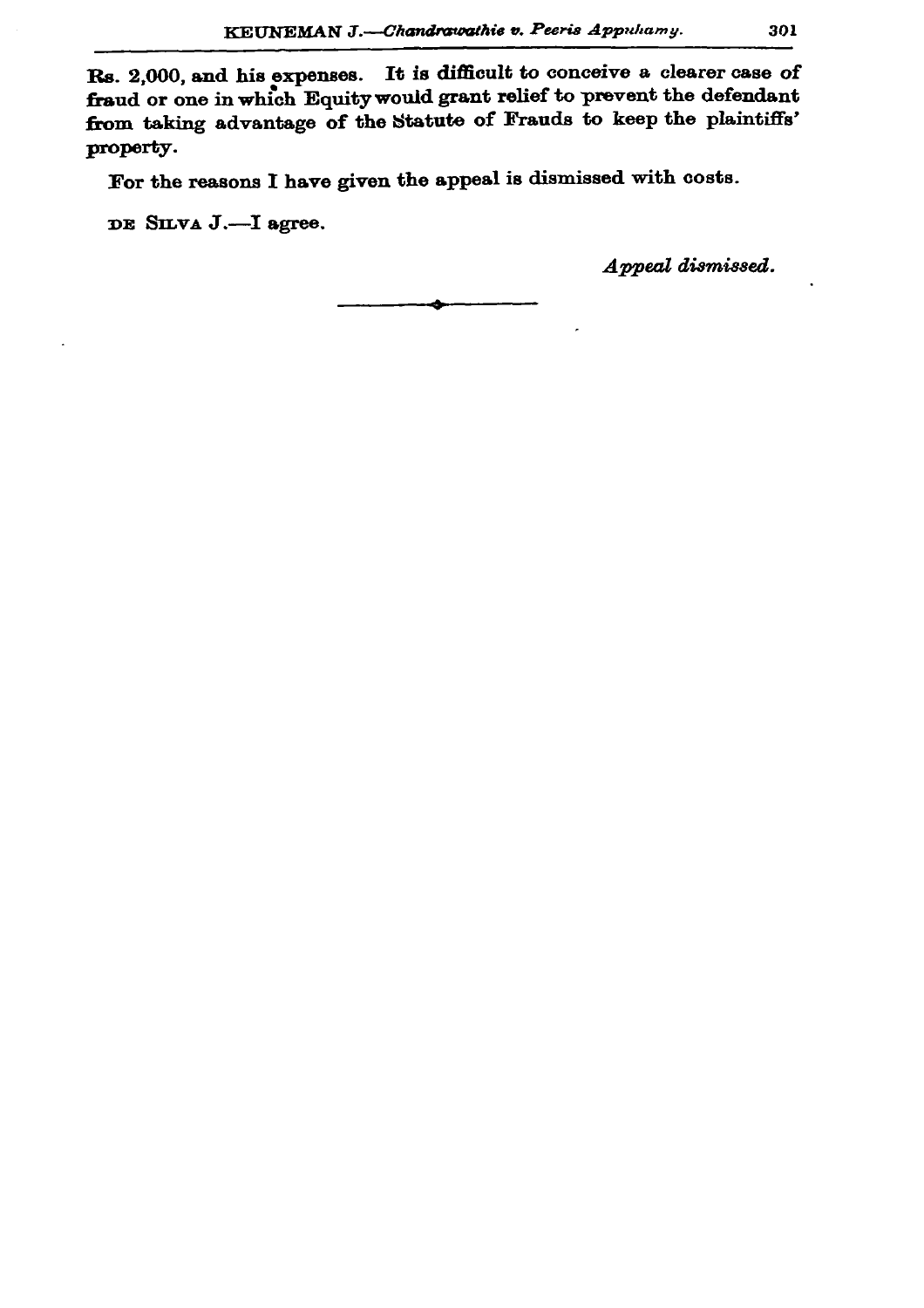Rs. 2,000, and his expenses. It is difficult to conceive a clearer case of fraud or one in which Equity would grant relief to prevent the defendant from taking advantage of the Statute of Frauds to keep the plaintiffs' property.

For the reasons I have given the appeal is dismissed with costs.

DE SILVA J.—I agree.

*Appeal dismissed.*